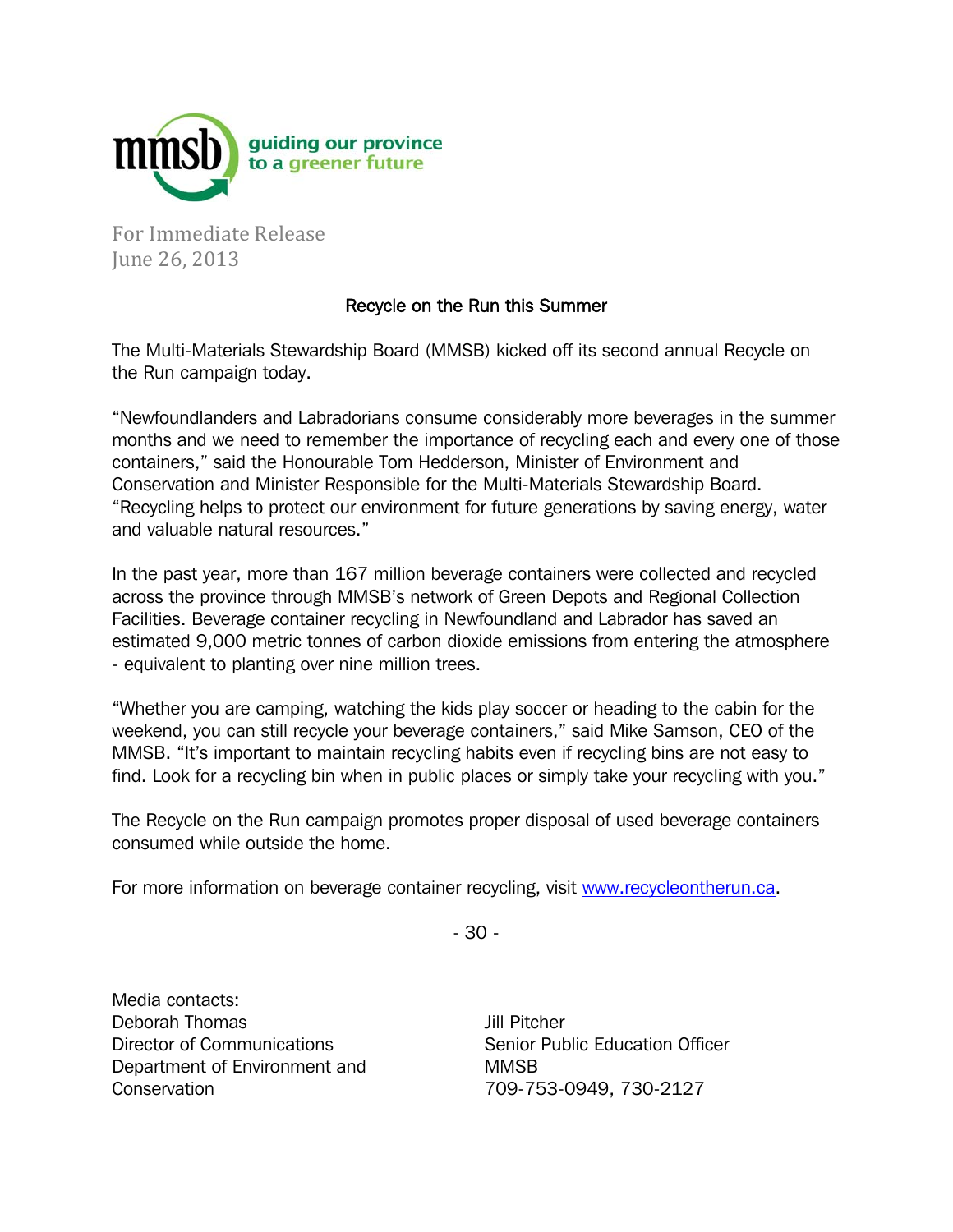mmsb guiding our province to a greener future

For Immediate Release
June 26, 2013

## Recycle on the Run this Summer

The Multi-Materials Stewardship Board (MMSB) kicked off its second annual Recycle on the Run campaign today.

"Newfoundlanders and Labradorians consume considerably more beverages in the summer months and we need to remember the importance of recycling each and every one of those containers," said the Honourable Tom Hedderson, Minister of Environment and Conservation and Minister Responsible for the Multi-Materials Stewardship Board. "Recycling helps to protect our environment for future generations by saving energy, water and valuable natural resources."

In the past year, more than 167 million beverage containers were collected and recycled across the province through MMSB's network of Green Depots and Regional Collection Facilities. Beverage container recycling in Newfoundland and Labrador has saved an estimated 9,000 metric tonnes of carbon dioxide emissions from entering the atmosphere - equivalent to planting over nine million trees.

"Whether you are camping, watching the kids play soccer or heading to the cabin for the weekend, you can still recycle your beverage containers," said Mike Samson, CEO of the MMSB. "It's important to maintain recycling habits even if recycling bins are not easy to find. Look for a recycling bin when in public places or simply take your recycling with you."

The Recycle on the Run campaign promotes proper disposal of used beverage containers consumed while outside the home.

For more information on beverage container recycling, visit [www.recycleontherun.ca](http://www.recycleontherun.ca).

- 30 -

Media contacts:

Deborah Thomas
Director of Communications
Department of Environment and Conservation

Jill Pitcher
Senior Public Education Officer
MMSB
709-753-0949, 730-2127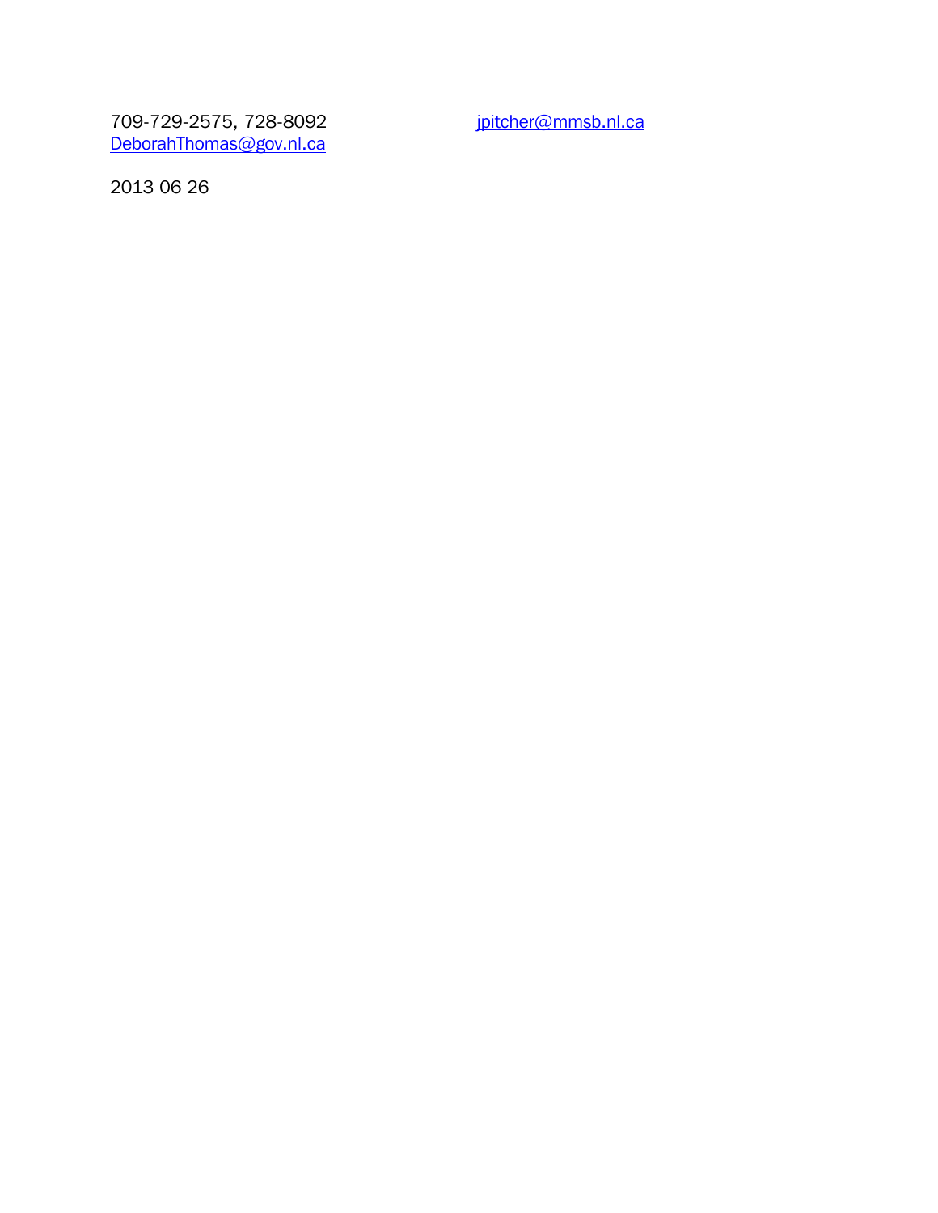709-729-2575, 728-8092
DeborahThomas@gov.nl.ca

jpitcher@mmsb.nl.ca

2013 06 26